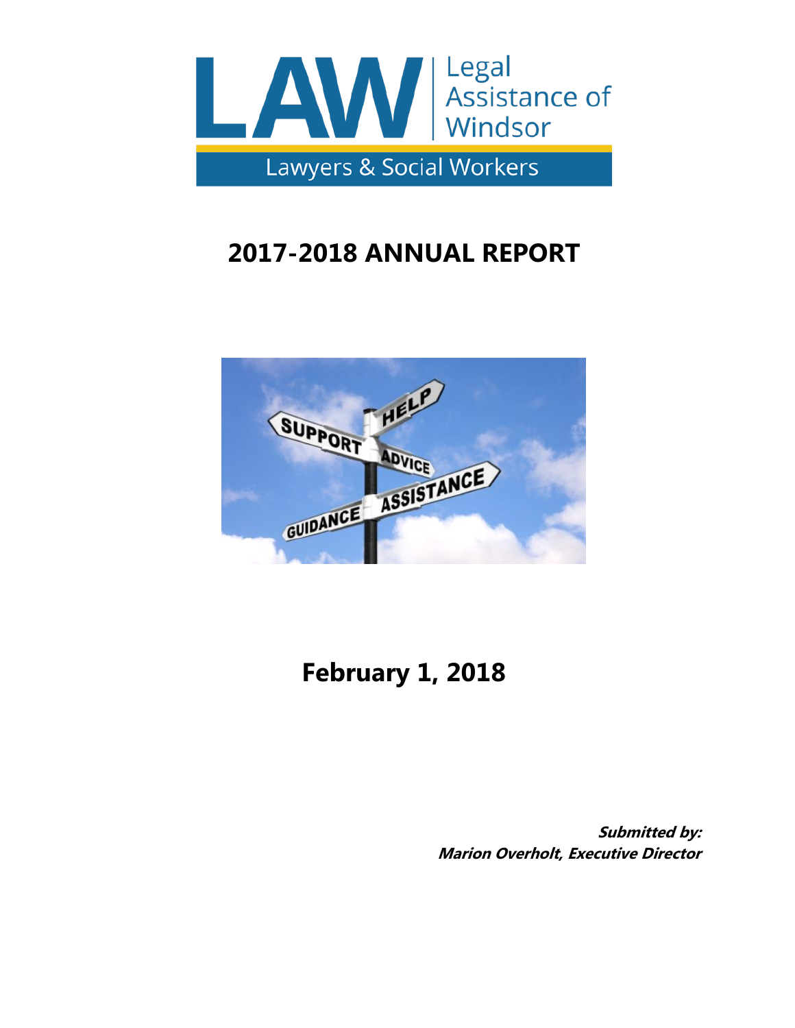LAW Legal Assistance of Windsor

Lawyers & Social Workers

# 2017-2018 ANNUAL REPORT

## February 1, 2018

***Submitted by:***
***Marion Overholt, Executive Director***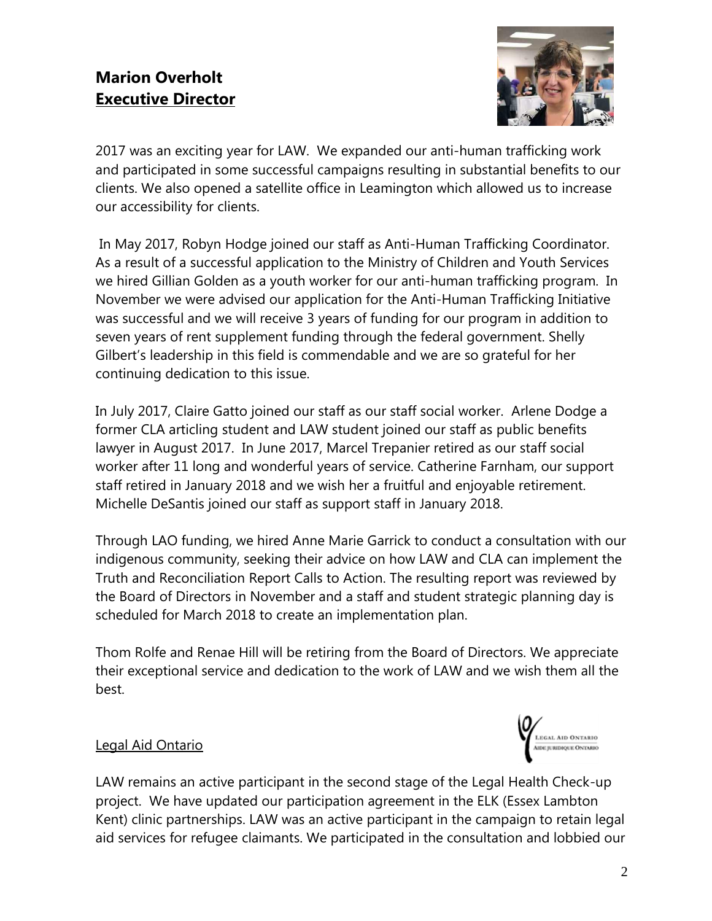## Marion Overholt
## Executive Director

2017 was an exciting year for LAW. We expanded our anti-human trafficking work and participated in some successful campaigns resulting in substantial benefits to our clients. We also opened a satellite office in Leamington which allowed us to increase our accessibility for clients.

In May 2017, Robyn Hodge joined our staff as Anti-Human Trafficking Coordinator. As a result of a successful application to the Ministry of Children and Youth Services we hired Gillian Golden as a youth worker for our anti-human trafficking program. In November we were advised our application for the Anti-Human Trafficking Initiative was successful and we will receive 3 years of funding for our program in addition to seven years of rent supplement funding through the federal government. Shelly Gilbert's leadership in this field is commendable and we are so grateful for her continuing dedication to this issue.

In July 2017, Claire Gatto joined our staff as our staff social worker. Arlene Dodge a former CLA articling student and LAW student joined our staff as public benefits lawyer in August 2017. In June 2017, Marcel Trepanier retired as our staff social worker after 11 long and wonderful years of service. Catherine Farnham, our support staff retired in January 2018 and we wish her a fruitful and enjoyable retirement. Michelle DeSantis joined our staff as support staff in January 2018.

Through LAO funding, we hired Anne Marie Garrick to conduct a consultation with our indigenous community, seeking their advice on how LAW and CLA can implement the Truth and Reconciliation Report Calls to Action. The resulting report was reviewed by the Board of Directors in November and a staff and student strategic planning day is scheduled for March 2018 to create an implementation plan.

Thom Rolfe and Renae Hill will be retiring from the Board of Directors. We appreciate their exceptional service and dedication to the work of LAW and we wish them all the best.

### Legal Aid Ontario

LAW remains an active participant in the second stage of the Legal Health Check-up project. We have updated our participation agreement in the ELK (Essex Lambton Kent) clinic partnerships. LAW was an active participant in the campaign to retain legal aid services for refugee claimants. We participated in the consultation and lobbied our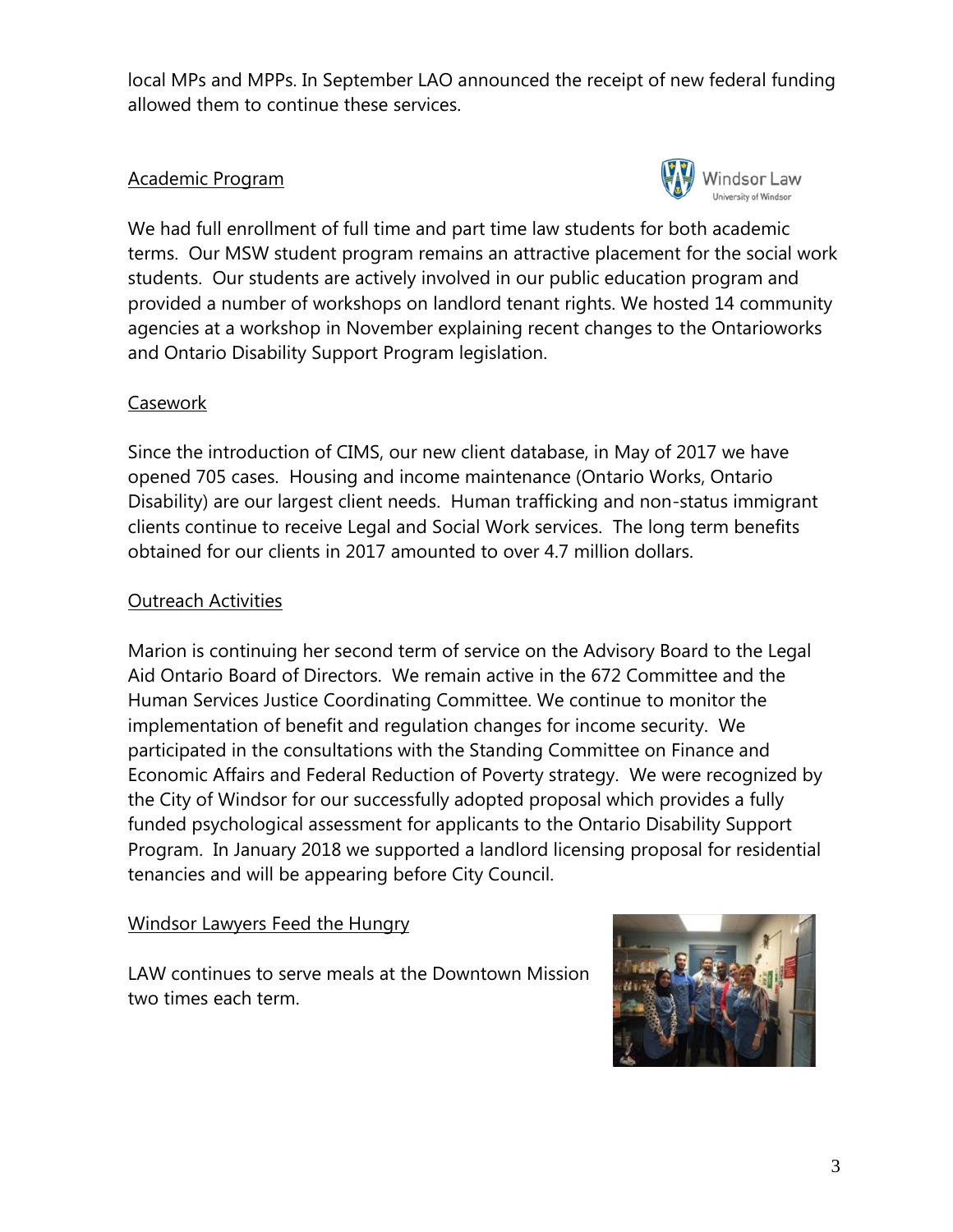local MPs and MPPs. In September LAO announced the receipt of new federal funding allowed them to continue these services.

## Academic Program

We had full enrollment of full time and part time law students for both academic terms. Our MSW student program remains an attractive placement for the social work students. Our students are actively involved in our public education program and provided a number of workshops on landlord tenant rights. We hosted 14 community agencies at a workshop in November explaining recent changes to the Ontarioworks and Ontario Disability Support Program legislation.

## Casework

Since the introduction of CIMS, our new client database, in May of 2017 we have opened 705 cases. Housing and income maintenance (Ontario Works, Ontario Disability) are our largest client needs. Human trafficking and non-status immigrant clients continue to receive Legal and Social Work services. The long term benefits obtained for our clients in 2017 amounted to over 4.7 million dollars.

## Outreach Activities

Marion is continuing her second term of service on the Advisory Board to the Legal Aid Ontario Board of Directors. We remain active in the 672 Committee and the Human Services Justice Coordinating Committee. We continue to monitor the implementation of benefit and regulation changes for income security. We participated in the consultations with the Standing Committee on Finance and Economic Affairs and Federal Reduction of Poverty strategy. We were recognized by the City of Windsor for our successfully adopted proposal which provides a fully funded psychological assessment for applicants to the Ontario Disability Support Program. In January 2018 we supported a landlord licensing proposal for residential tenancies and will be appearing before City Council.

## Windsor Lawyers Feed the Hungry

LAW continues to serve meals at the Downtown Mission two times each term.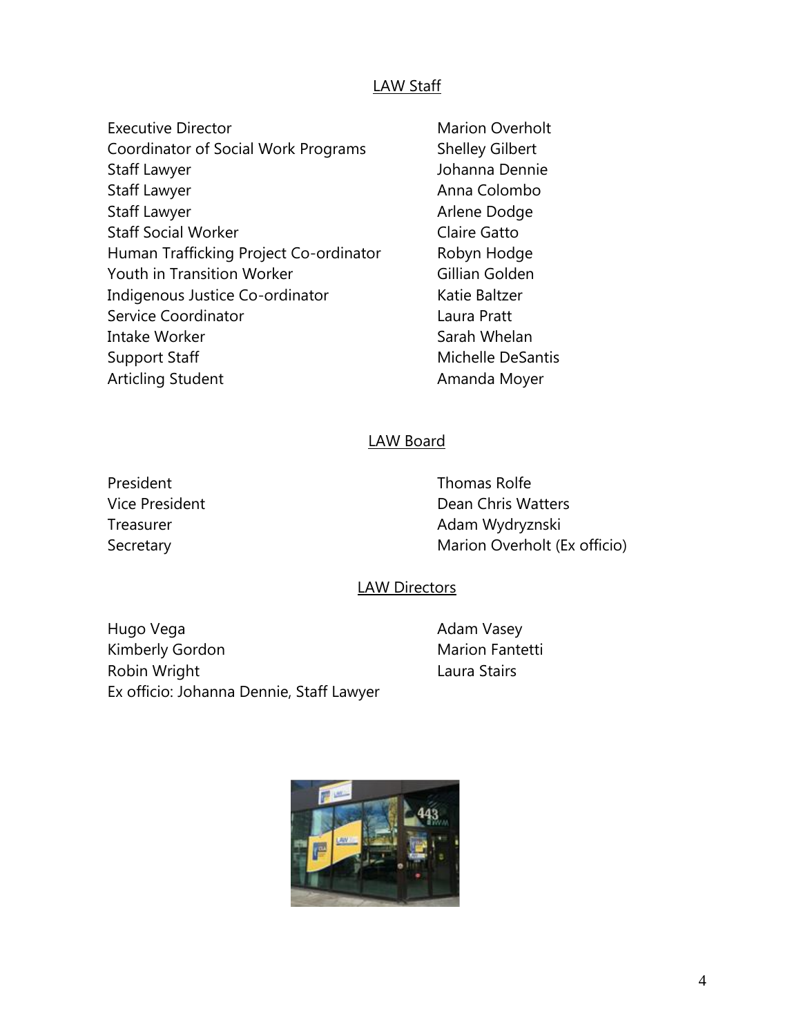## LAW Staff

| | |
|---|---|
| Executive Director | Marion Overholt |
| Coordinator of Social Work Programs | Shelley Gilbert |
| Staff Lawyer | Johanna Dennie |
| Staff Lawyer | Anna Colombo |
| Staff Lawyer | Arlene Dodge |
| Staff Social Worker | Claire Gatto |
| Human Trafficking Project Co-ordinator | Robyn Hodge |
| Youth in Transition Worker | Gillian Golden |
| Indigenous Justice Co-ordinator | Katie Baltzer |
| Service Coordinator | Laura Pratt |
| Intake Worker | Sarah Whelan |
| Support Staff | Michelle DeSantis |
| Articling Student | Amanda Moyer |

## LAW Board

| | |
|---|---|
| President | Thomas Rolfe |
| Vice President | Dean Chris Watters |
| Treasurer | Adam Wydryznski |
| Secretary | Marion Overholt (Ex officio) |

## LAW Directors

| | |
|---|---|
| Hugo Vega | Adam Vasey |
| Kimberly Gordon | Marion Fantetti |
| Robin Wright | Laura Stairs |

Ex officio: Johanna Dennie, Staff Lawyer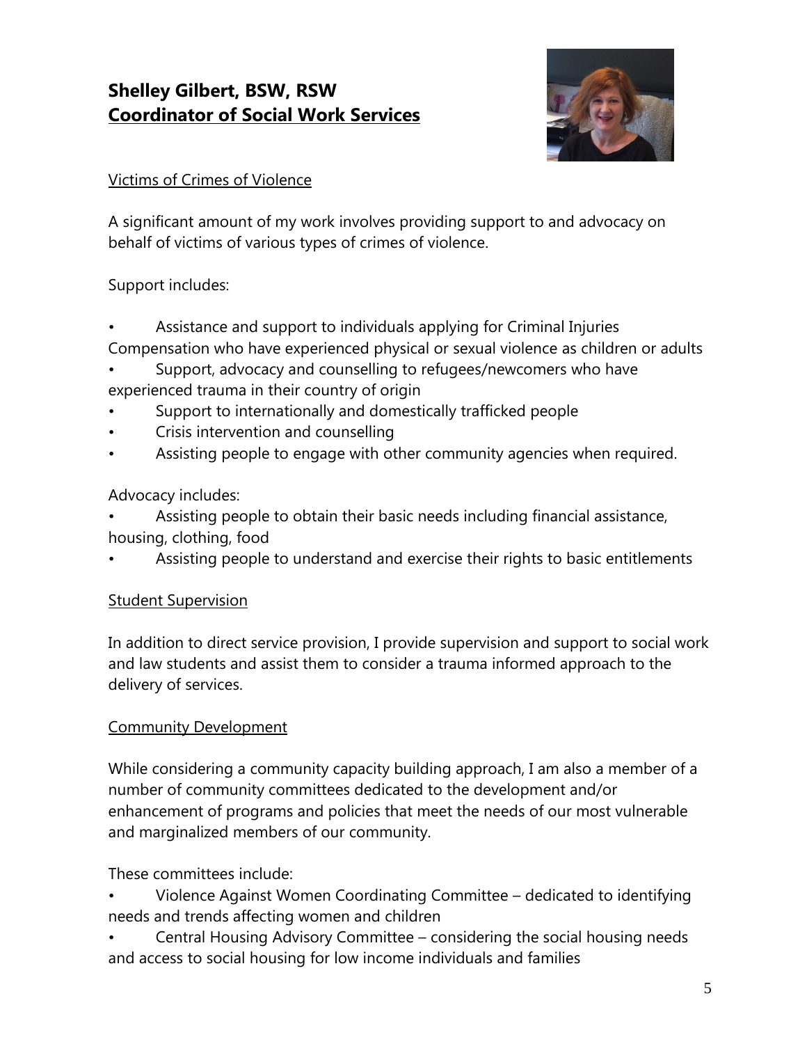## **Shelley Gilbert, BSW, RSW**
## **Coordinator of Social Work Services**

Victims of Crimes of Violence

A significant amount of my work involves providing support to and advocacy on behalf of victims of various types of crimes of violence.

Support includes:

- Assistance and support to individuals applying for Criminal Injuries Compensation who have experienced physical or sexual violence as children or adults
- Support, advocacy and counselling to refugees/newcomers who have experienced trauma in their country of origin
- Support to internationally and domestically trafficked people
- Crisis intervention and counselling
- Assisting people to engage with other community agencies when required.

Advocacy includes:

- Assisting people to obtain their basic needs including financial assistance, housing, clothing, food
- Assisting people to understand and exercise their rights to basic entitlements

Student Supervision

In addition to direct service provision, I provide supervision and support to social work and law students and assist them to consider a trauma informed approach to the delivery of services.

Community Development

While considering a community capacity building approach, I am also a member of a number of community committees dedicated to the development and/or enhancement of programs and policies that meet the needs of our most vulnerable and marginalized members of our community.

These committees include:

- Violence Against Women Coordinating Committee – dedicated to identifying needs and trends affecting women and children
- Central Housing Advisory Committee – considering the social housing needs and access to social housing for low income individuals and families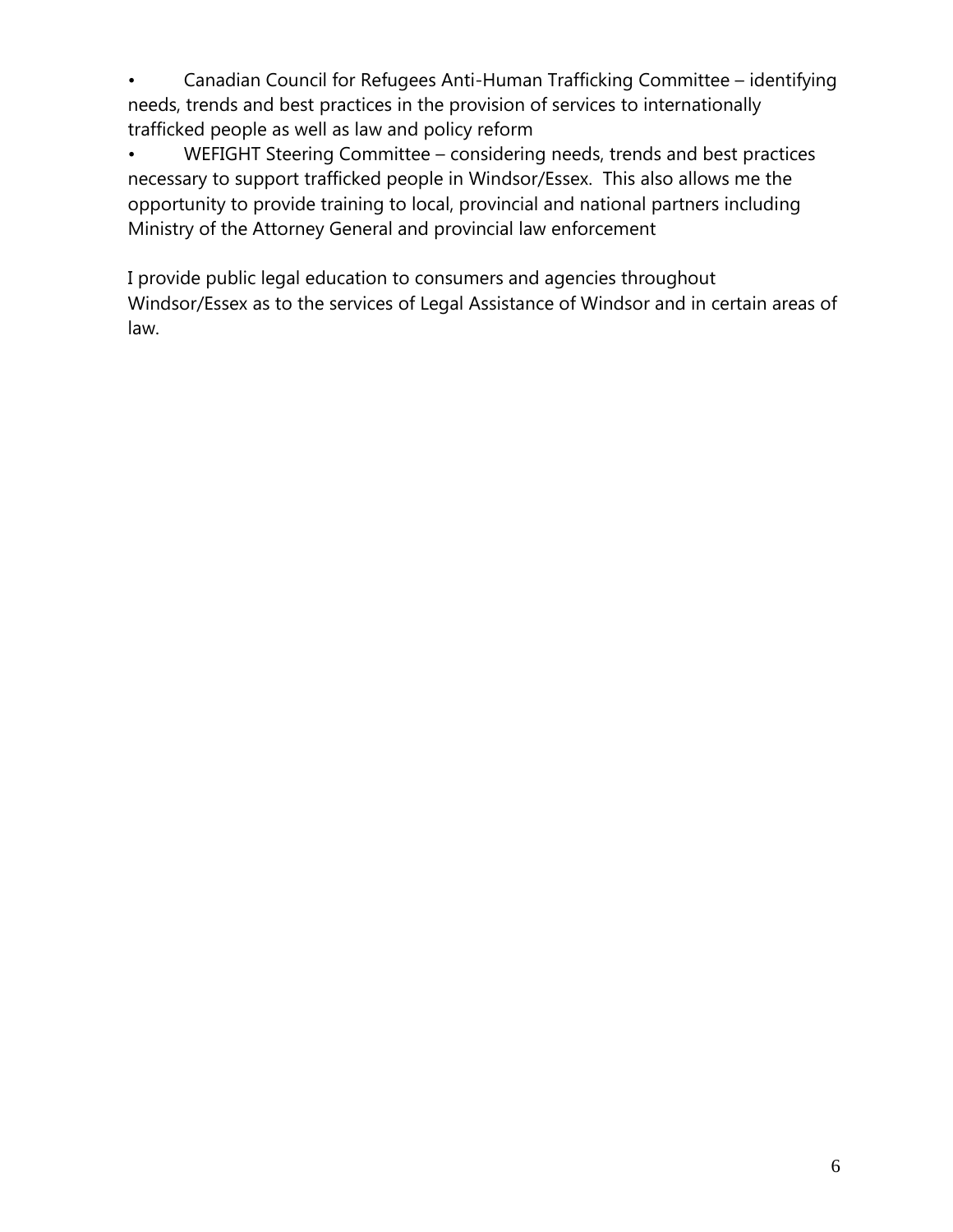- Canadian Council for Refugees Anti-Human Trafficking Committee – identifying needs, trends and best practices in the provision of services to internationally trafficked people as well as law and policy reform
- WEFIGHT Steering Committee – considering needs, trends and best practices necessary to support trafficked people in Windsor/Essex. This also allows me the opportunity to provide training to local, provincial and national partners including Ministry of the Attorney General and provincial law enforcement

I provide public legal education to consumers and agencies throughout Windsor/Essex as to the services of Legal Assistance of Windsor and in certain areas of law.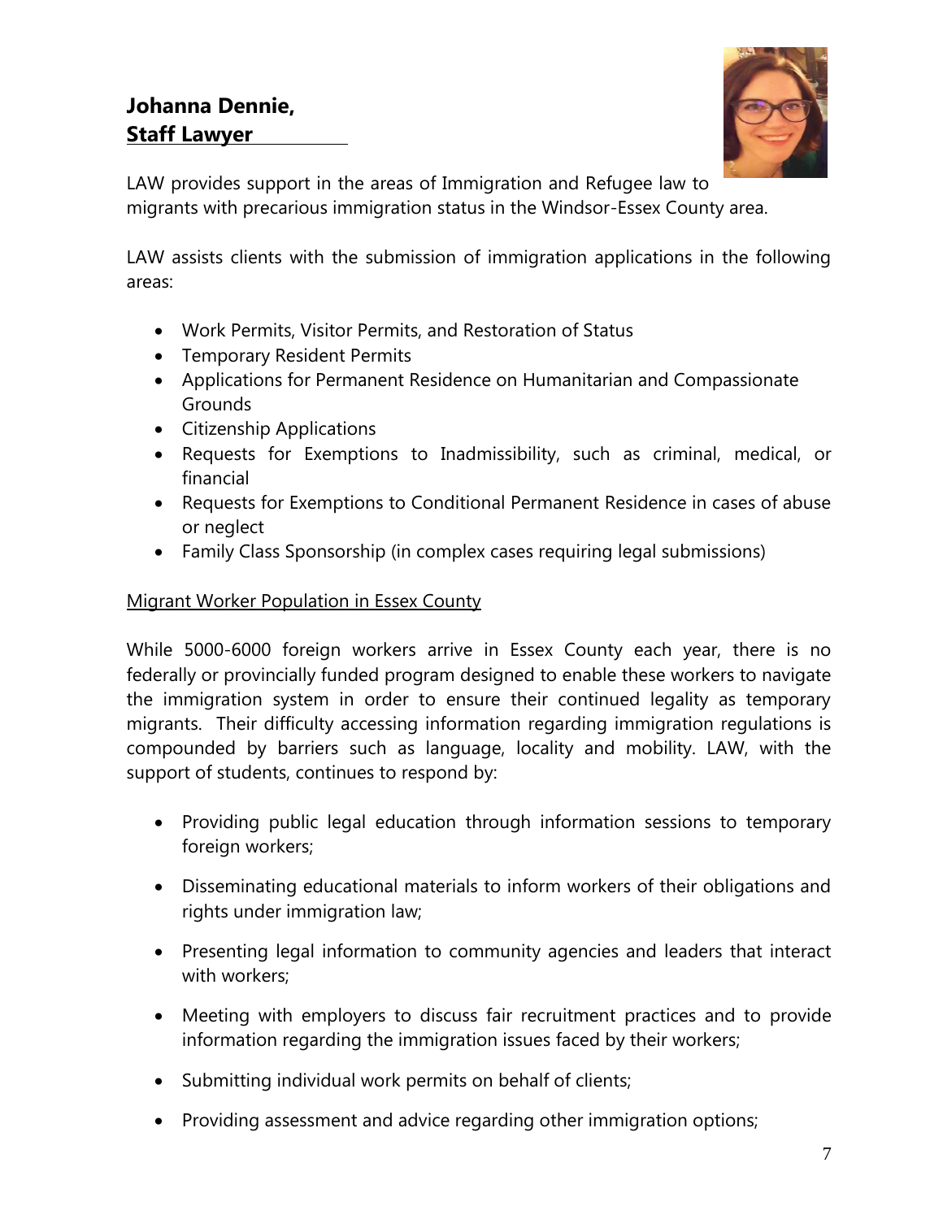## Johanna Dennie, Staff Lawyer

LAW provides support in the areas of Immigration and Refugee law to migrants with precarious immigration status in the Windsor-Essex County area.

LAW assists clients with the submission of immigration applications in the following areas:

- Work Permits, Visitor Permits, and Restoration of Status
- Temporary Resident Permits
- Applications for Permanent Residence on Humanitarian and Compassionate Grounds
- Citizenship Applications
- Requests for Exemptions to Inadmissibility, such as criminal, medical, or financial
- Requests for Exemptions to Conditional Permanent Residence in cases of abuse or neglect
- Family Class Sponsorship (in complex cases requiring legal submissions)

### Migrant Worker Population in Essex County

While 5000-6000 foreign workers arrive in Essex County each year, there is no federally or provincially funded program designed to enable these workers to navigate the immigration system in order to ensure their continued legality as temporary migrants. Their difficulty accessing information regarding immigration regulations is compounded by barriers such as language, locality and mobility. LAW, with the support of students, continues to respond by:

- Providing public legal education through information sessions to temporary foreign workers;
- Disseminating educational materials to inform workers of their obligations and rights under immigration law;
- Presenting legal information to community agencies and leaders that interact with workers;
- Meeting with employers to discuss fair recruitment practices and to provide information regarding the immigration issues faced by their workers;
- Submitting individual work permits on behalf of clients;
- Providing assessment and advice regarding other immigration options;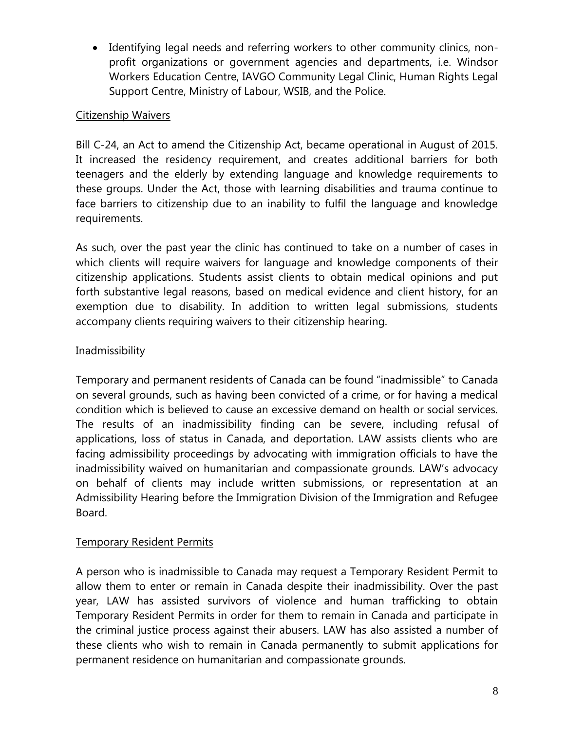- Identifying legal needs and referring workers to other community clinics, non-profit organizations or government agencies and departments, i.e. Windsor Workers Education Centre, IAVGO Community Legal Clinic, Human Rights Legal Support Centre, Ministry of Labour, WSIB, and the Police.

## Citizenship Waivers

Bill C-24, an Act to amend the Citizenship Act, became operational in August of 2015. It increased the residency requirement, and creates additional barriers for both teenagers and the elderly by extending language and knowledge requirements to these groups. Under the Act, those with learning disabilities and trauma continue to face barriers to citizenship due to an inability to fulfil the language and knowledge requirements.

As such, over the past year the clinic has continued to take on a number of cases in which clients will require waivers for language and knowledge components of their citizenship applications. Students assist clients to obtain medical opinions and put forth substantive legal reasons, based on medical evidence and client history, for an exemption due to disability. In addition to written legal submissions, students accompany clients requiring waivers to their citizenship hearing.

## Inadmissibility

Temporary and permanent residents of Canada can be found "inadmissible" to Canada on several grounds, such as having been convicted of a crime, or for having a medical condition which is believed to cause an excessive demand on health or social services. The results of an inadmissibility finding can be severe, including refusal of applications, loss of status in Canada, and deportation. LAW assists clients who are facing admissibility proceedings by advocating with immigration officials to have the inadmissibility waived on humanitarian and compassionate grounds. LAW's advocacy on behalf of clients may include written submissions, or representation at an Admissibility Hearing before the Immigration Division of the Immigration and Refugee Board.

## Temporary Resident Permits

A person who is inadmissible to Canada may request a Temporary Resident Permit to allow them to enter or remain in Canada despite their inadmissibility. Over the past year, LAW has assisted survivors of violence and human trafficking to obtain Temporary Resident Permits in order for them to remain in Canada and participate in the criminal justice process against their abusers. LAW has also assisted a number of these clients who wish to remain in Canada permanently to submit applications for permanent residence on humanitarian and compassionate grounds.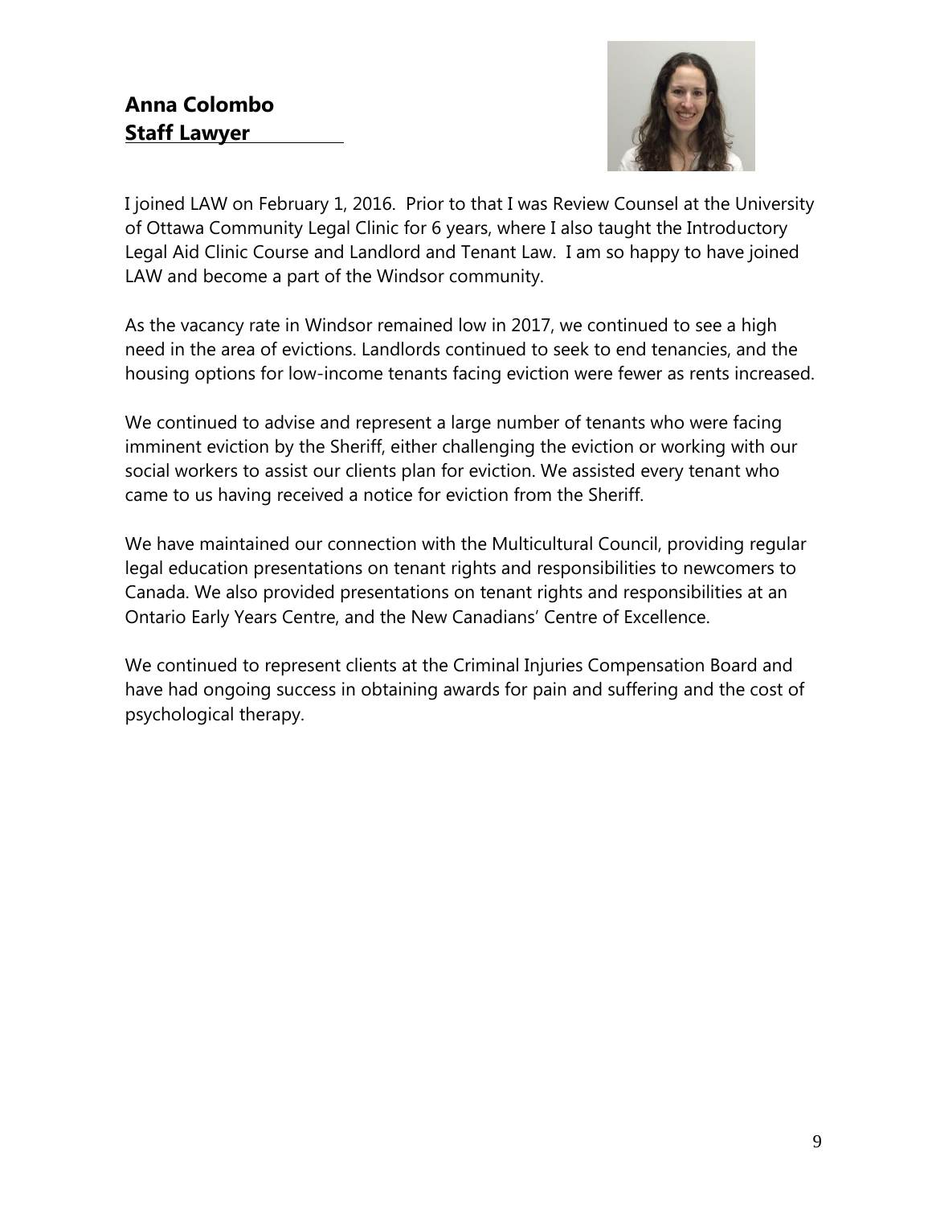## Anna Colombo
## Staff Lawyer

I joined LAW on February 1, 2016. Prior to that I was Review Counsel at the University of Ottawa Community Legal Clinic for 6 years, where I also taught the Introductory Legal Aid Clinic Course and Landlord and Tenant Law. I am so happy to have joined LAW and become a part of the Windsor community.

As the vacancy rate in Windsor remained low in 2017, we continued to see a high need in the area of evictions. Landlords continued to seek to end tenancies, and the housing options for low-income tenants facing eviction were fewer as rents increased.

We continued to advise and represent a large number of tenants who were facing imminent eviction by the Sheriff, either challenging the eviction or working with our social workers to assist our clients plan for eviction. We assisted every tenant who came to us having received a notice for eviction from the Sheriff.

We have maintained our connection with the Multicultural Council, providing regular legal education presentations on tenant rights and responsibilities to newcomers to Canada. We also provided presentations on tenant rights and responsibilities at an Ontario Early Years Centre, and the New Canadians' Centre of Excellence.

We continued to represent clients at the Criminal Injuries Compensation Board and have had ongoing success in obtaining awards for pain and suffering and the cost of psychological therapy.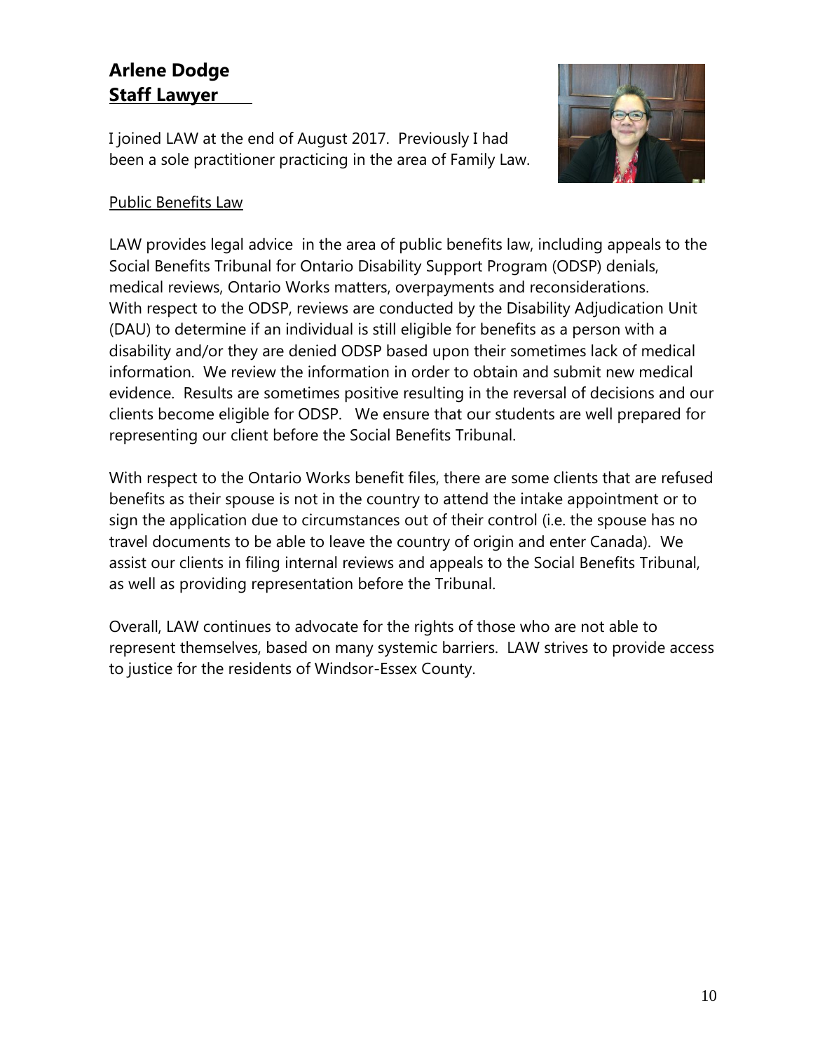**Arlene Dodge**
**Staff Lawyer**

I joined LAW at the end of August 2017. Previously I had been a sole practitioner practicing in the area of Family Law.

Public Benefits Law

LAW provides legal advice in the area of public benefits law, including appeals to the Social Benefits Tribunal for Ontario Disability Support Program (ODSP) denials, medical reviews, Ontario Works matters, overpayments and reconsiderations. With respect to the ODSP, reviews are conducted by the Disability Adjudication Unit (DAU) to determine if an individual is still eligible for benefits as a person with a disability and/or they are denied ODSP based upon their sometimes lack of medical information. We review the information in order to obtain and submit new medical evidence. Results are sometimes positive resulting in the reversal of decisions and our clients become eligible for ODSP. We ensure that our students are well prepared for representing our client before the Social Benefits Tribunal.

With respect to the Ontario Works benefit files, there are some clients that are refused benefits as their spouse is not in the country to attend the intake appointment or to sign the application due to circumstances out of their control (i.e. the spouse has no travel documents to be able to leave the country of origin and enter Canada). We assist our clients in filing internal reviews and appeals to the Social Benefits Tribunal, as well as providing representation before the Tribunal.

Overall, LAW continues to advocate for the rights of those who are not able to represent themselves, based on many systemic barriers. LAW strives to provide access to justice for the residents of Windsor-Essex County.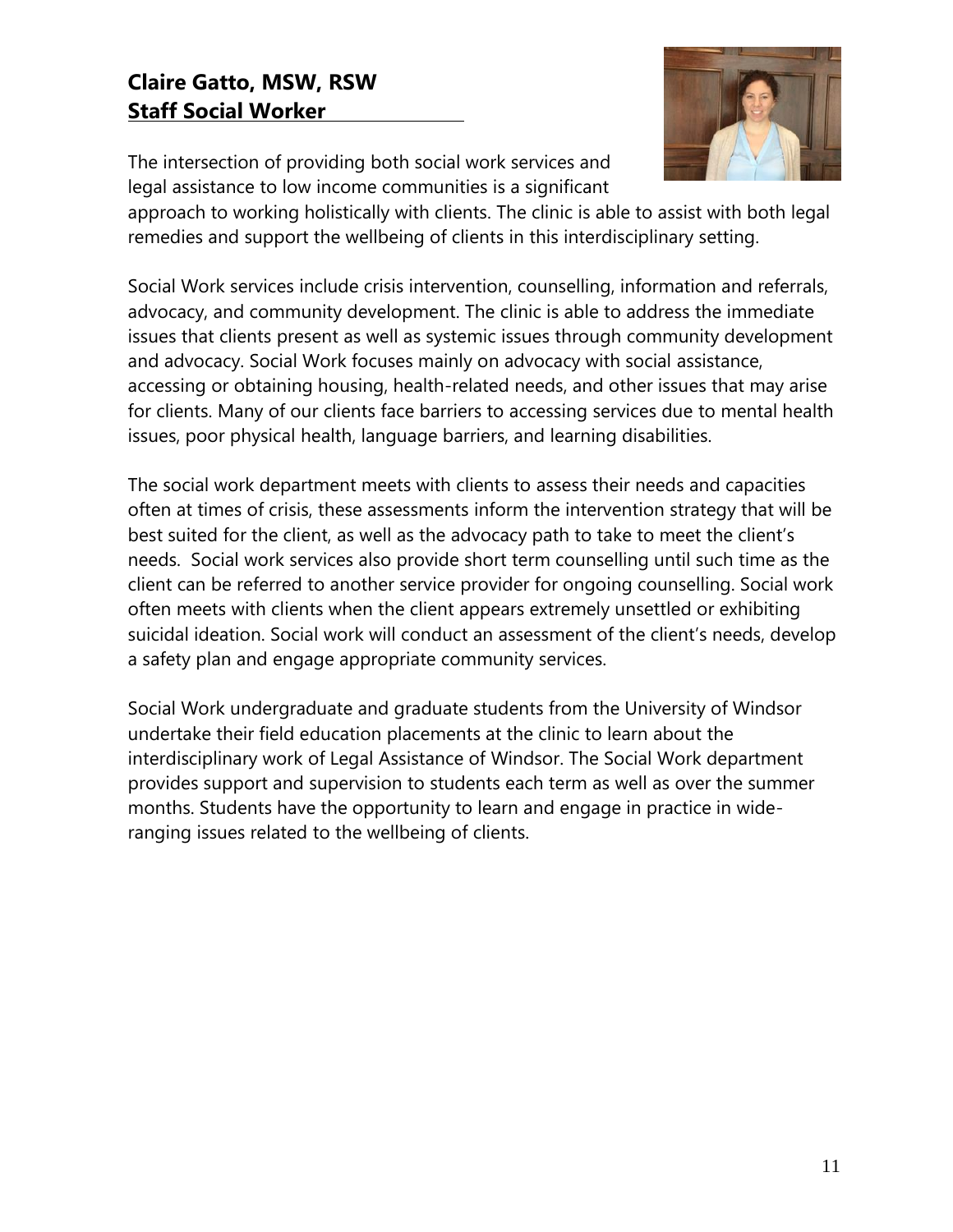## Claire Gatto, MSW, RSW
## Staff Social Worker

The intersection of providing both social work services and legal assistance to low income communities is a significant approach to working holistically with clients. The clinic is able to assist with both legal remedies and support the wellbeing of clients in this interdisciplinary setting.

Social Work services include crisis intervention, counselling, information and referrals, advocacy, and community development. The clinic is able to address the immediate issues that clients present as well as systemic issues through community development and advocacy. Social Work focuses mainly on advocacy with social assistance, accessing or obtaining housing, health-related needs, and other issues that may arise for clients. Many of our clients face barriers to accessing services due to mental health issues, poor physical health, language barriers, and learning disabilities.

The social work department meets with clients to assess their needs and capacities often at times of crisis, these assessments inform the intervention strategy that will be best suited for the client, as well as the advocacy path to take to meet the client's needs. Social work services also provide short term counselling until such time as the client can be referred to another service provider for ongoing counselling. Social work often meets with clients when the client appears extremely unsettled or exhibiting suicidal ideation. Social work will conduct an assessment of the client's needs, develop a safety plan and engage appropriate community services.

Social Work undergraduate and graduate students from the University of Windsor undertake their field education placements at the clinic to learn about the interdisciplinary work of Legal Assistance of Windsor. The Social Work department provides support and supervision to students each term as well as over the summer months. Students have the opportunity to learn and engage in practice in wide-ranging issues related to the wellbeing of clients.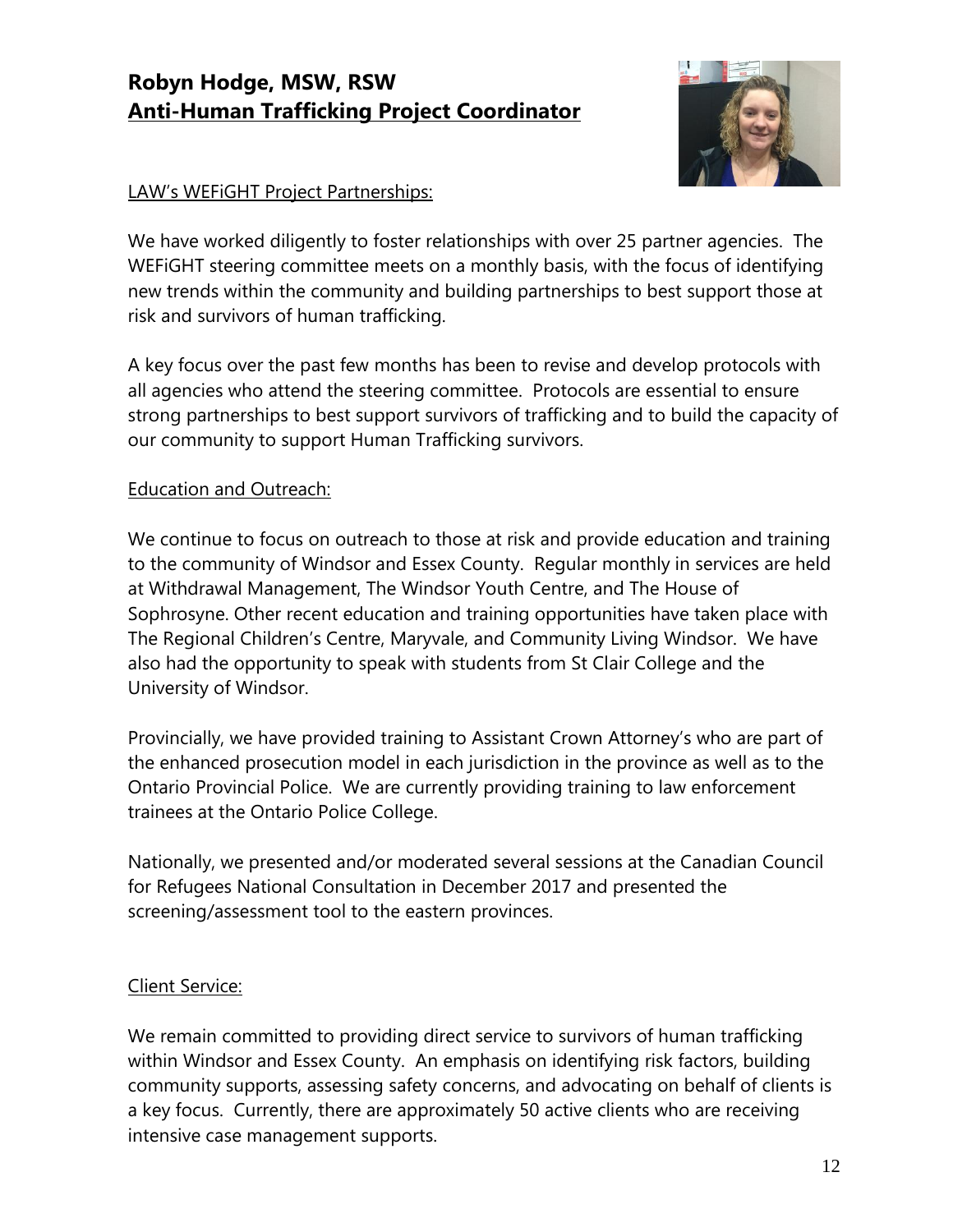## Robyn Hodge, MSW, RSW

## Anti-Human Trafficking Project Coordinator

LAW's WEFiGHT Project Partnerships:

We have worked diligently to foster relationships with over 25 partner agencies. The WEFiGHT steering committee meets on a monthly basis, with the focus of identifying new trends within the community and building partnerships to best support those at risk and survivors of human trafficking.

A key focus over the past few months has been to revise and develop protocols with all agencies who attend the steering committee. Protocols are essential to ensure strong partnerships to best support survivors of trafficking and to build the capacity of our community to support Human Trafficking survivors.

Education and Outreach:

We continue to focus on outreach to those at risk and provide education and training to the community of Windsor and Essex County. Regular monthly in services are held at Withdrawal Management, The Windsor Youth Centre, and The House of Sophrosyne. Other recent education and training opportunities have taken place with The Regional Children's Centre, Maryvale, and Community Living Windsor. We have also had the opportunity to speak with students from St Clair College and the University of Windsor.

Provincially, we have provided training to Assistant Crown Attorney's who are part of the enhanced prosecution model in each jurisdiction in the province as well as to the Ontario Provincial Police. We are currently providing training to law enforcement trainees at the Ontario Police College.

Nationally, we presented and/or moderated several sessions at the Canadian Council for Refugees National Consultation in December 2017 and presented the screening/assessment tool to the eastern provinces.

Client Service:

We remain committed to providing direct service to survivors of human trafficking within Windsor and Essex County. An emphasis on identifying risk factors, building community supports, assessing safety concerns, and advocating on behalf of clients is a key focus. Currently, there are approximately 50 active clients who are receiving intensive case management supports.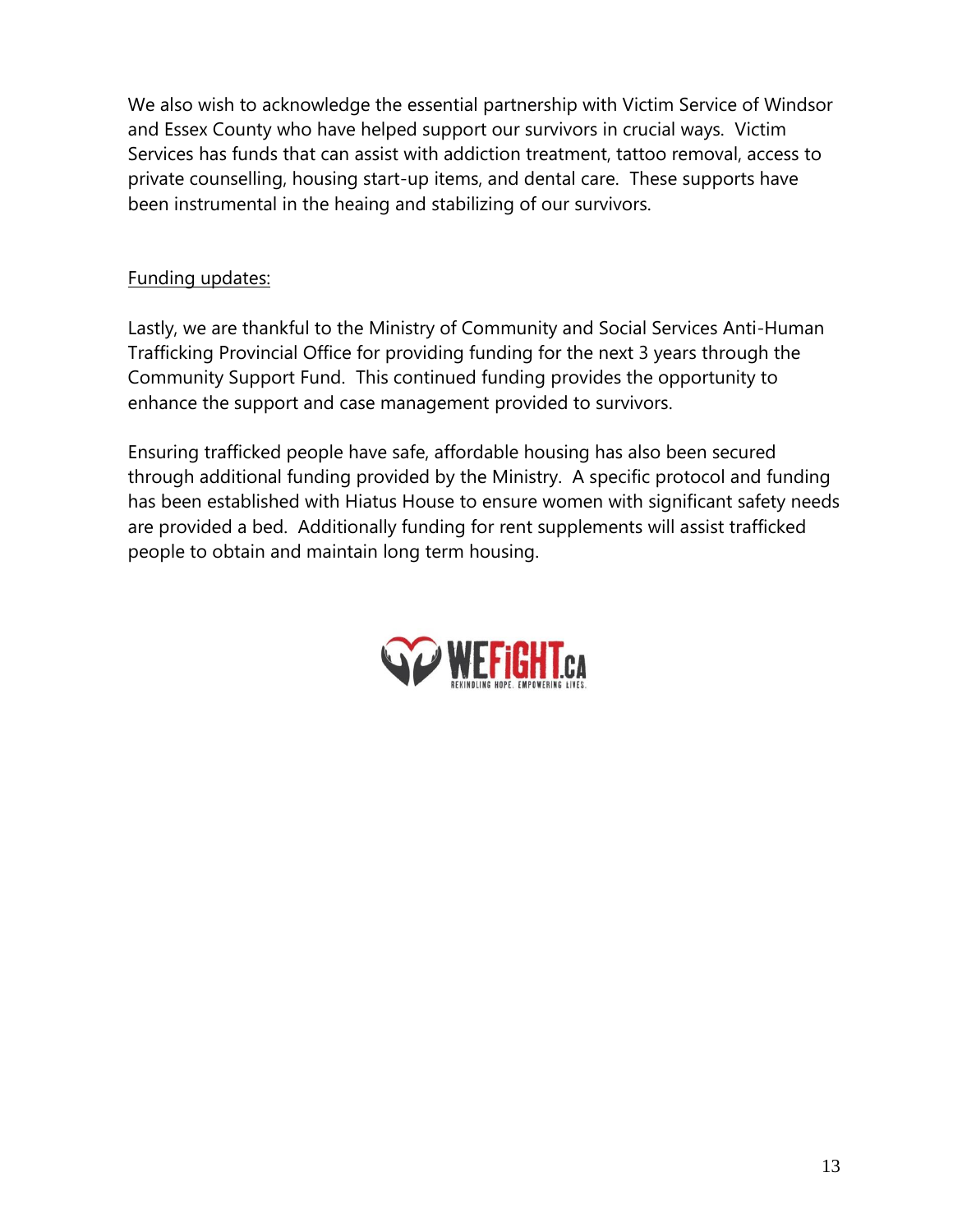We also wish to acknowledge the essential partnership with Victim Service of Windsor and Essex County who have helped support our survivors in crucial ways. Victim Services has funds that can assist with addiction treatment, tattoo removal, access to private counselling, housing start-up items, and dental care. These supports have been instrumental in the heaing and stabilizing of our survivors.

<u>Funding updates:</u>

Lastly, we are thankful to the Ministry of Community and Social Services Anti-Human Trafficking Provincial Office for providing funding for the next 3 years through the Community Support Fund. This continued funding provides the opportunity to enhance the support and case management provided to survivors.

Ensuring trafficked people have safe, affordable housing has also been secured through additional funding provided by the Ministry. A specific protocol and funding has been established with Hiatus House to ensure women with significant safety needs are provided a bed. Additionally funding for rent supplements will assist trafficked people to obtain and maintain long term housing.

WEFIGHT.CA
REKINDLING HOPE. EMPOWERING LIVES.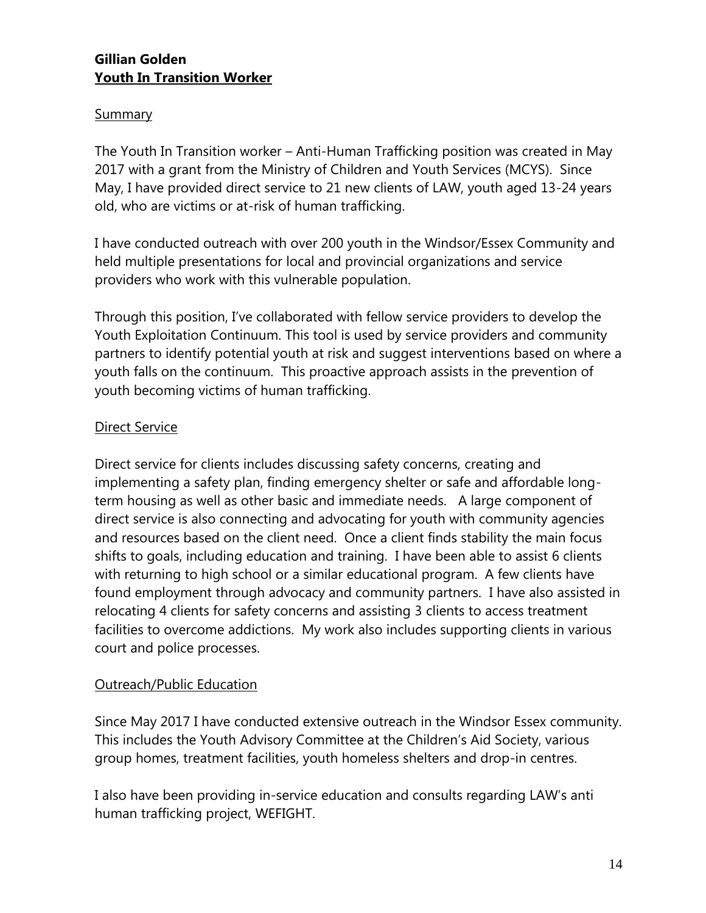**Gillian Golden**
**Youth In Transition Worker**

Summary

The Youth In Transition worker – Anti-Human Trafficking position was created in May 2017 with a grant from the Ministry of Children and Youth Services (MCYS). Since May, I have provided direct service to 21 new clients of LAW, youth aged 13-24 years old, who are victims or at-risk of human trafficking.

I have conducted outreach with over 200 youth in the Windsor/Essex Community and held multiple presentations for local and provincial organizations and service providers who work with this vulnerable population.

Through this position, I've collaborated with fellow service providers to develop the Youth Exploitation Continuum. This tool is used by service providers and community partners to identify potential youth at risk and suggest interventions based on where a youth falls on the continuum. This proactive approach assists in the prevention of youth becoming victims of human trafficking.

Direct Service

Direct service for clients includes discussing safety concerns, creating and implementing a safety plan, finding emergency shelter or safe and affordable long-term housing as well as other basic and immediate needs. A large component of direct service is also connecting and advocating for youth with community agencies and resources based on the client need. Once a client finds stability the main focus shifts to goals, including education and training. I have been able to assist 6 clients with returning to high school or a similar educational program. A few clients have found employment through advocacy and community partners. I have also assisted in relocating 4 clients for safety concerns and assisting 3 clients to access treatment facilities to overcome addictions. My work also includes supporting clients in various court and police processes.

Outreach/Public Education

Since May 2017 I have conducted extensive outreach in the Windsor Essex community. This includes the Youth Advisory Committee at the Children's Aid Society, various group homes, treatment facilities, youth homeless shelters and drop-in centres.

I also have been providing in-service education and consults regarding LAW's anti human trafficking project, WEFIGHT.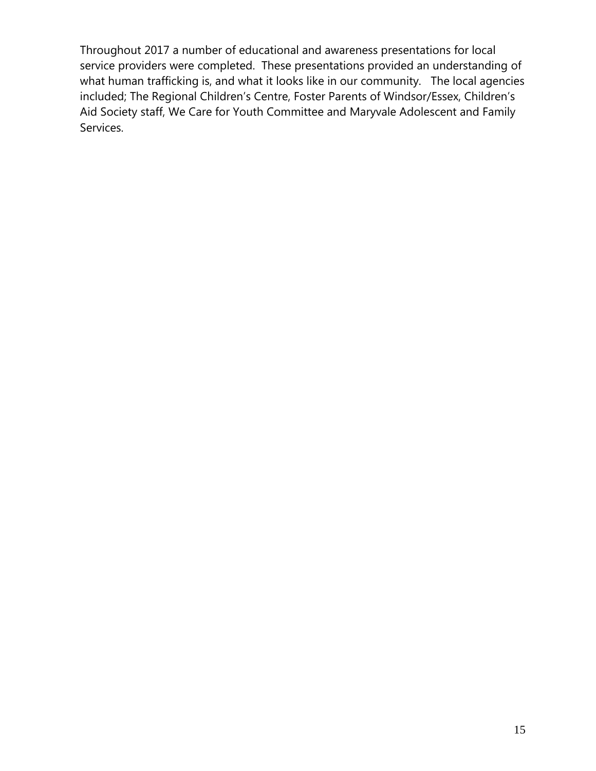Throughout 2017 a number of educational and awareness presentations for local service providers were completed. These presentations provided an understanding of what human trafficking is, and what it looks like in our community. The local agencies included; The Regional Children's Centre, Foster Parents of Windsor/Essex, Children's Aid Society staff, We Care for Youth Committee and Maryvale Adolescent and Family Services.